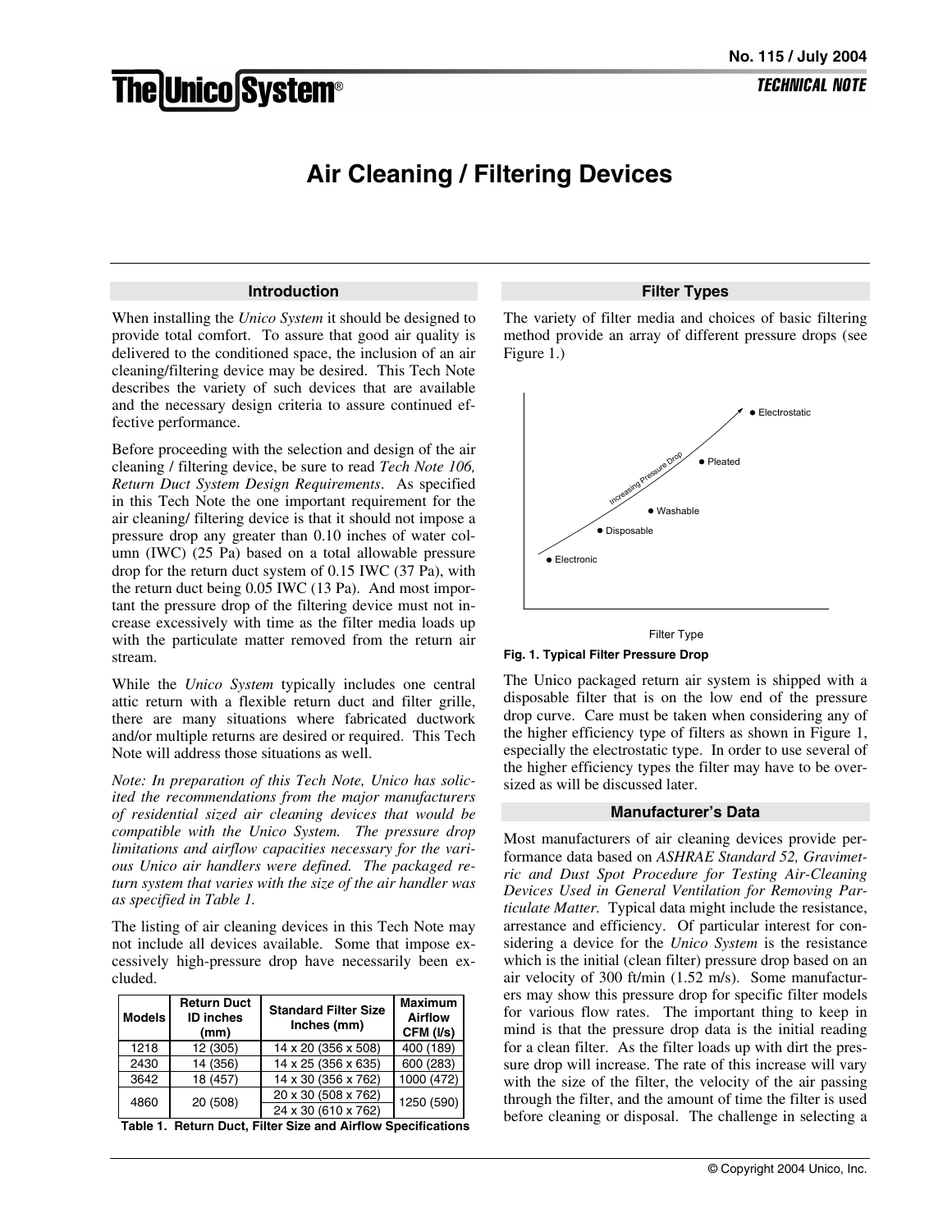No. 115 / July 2004

**The Unico System®**

***TECHNICAL NOTE***

# Air Cleaning / Filtering Devices

## Introduction

When installing the *Unico System* it should be designed to provide total comfort. To assure that good air quality is delivered to the conditioned space, the inclusion of an air cleaning/filtering device may be desired. This Tech Note describes the variety of such devices that are available and the necessary design criteria to assure continued effective performance.

Before proceeding with the selection and design of the air cleaning / filtering device, be sure to read *Tech Note 106, Return Duct System Design Requirements*. As specified in this Tech Note the one important requirement for the air cleaning/ filtering device is that it should not impose a pressure drop any greater than 0.10 inches of water column (IWC) (25 Pa) based on a total allowable pressure drop for the return duct system of 0.15 IWC (37 Pa), with the return duct being 0.05 IWC (13 Pa). And most important the pressure drop of the filtering device must not increase excessively with time as the filter media loads up with the particulate matter removed from the return air stream.

While the *Unico System* typically includes one central attic return with a flexible return duct and filter grille, there are many situations where fabricated ductwork and/or multiple returns are desired or required. This Tech Note will address those situations as well.

*Note: In preparation of this Tech Note, Unico has solicited the recommendations from the major manufacturers of residential sized air cleaning devices that would be compatible with the Unico System. The pressure drop limitations and airflow capacities necessary for the various Unico air handlers were defined. The packaged return system that varies with the size of the air handler was as specified in Table 1.*

The listing of air cleaning devices in this Tech Note may not include all devices available. Some that impose excessively high-pressure drop have necessarily been excluded.

| Models | Return Duct ID inches (mm) | Standard Filter Size Inches (mm) | Maximum Airflow CFM (l/s) |
|---|---|---|---|
| 1218 | 12 (305) | 14 x 20 (356 x 508) | 400 (189) |
| 2430 | 14 (356) | 14 x 25 (356 x 635) | 600 (283) |
| 3642 | 18 (457) | 14 x 30 (356 x 762) | 1000 (472) |
| 4860 | 20 (508) | 20 x 30 (508 x 762) | 1250 (590) |
| | | 24 x 30 (610 x 762) | |

**Table 1. Return Duct, Filter Size and Airflow Specifications**

## Filter Types

The variety of filter media and choices of basic filtering method provide an array of different pressure drops (see Figure 1.)

**Fig. 1. Typical Filter Pressure Drop**

The Unico packaged return air system is shipped with a disposable filter that is on the low end of the pressure drop curve. Care must be taken when considering any of the higher efficiency type of filters as shown in Figure 1, especially the electrostatic type. In order to use several of the higher efficiency types the filter may have to be oversized as will be discussed later.

## Manufacturer's Data

Most manufacturers of air cleaning devices provide performance data based on *ASHRAE Standard 52, Gravimetric and Dust Spot Procedure for Testing Air-Cleaning Devices Used in General Ventilation for Removing Particulate Matter.* Typical data might include the resistance, arrestance and efficiency. Of particular interest for considering a device for the *Unico System* is the resistance which is the initial (clean filter) pressure drop based on an air velocity of 300 ft/min (1.52 m/s). Some manufacturers may show this pressure drop for specific filter models for various flow rates. The important thing to keep in mind is that the pressure drop data is the initial reading for a clean filter. As the filter loads up with dirt the pressure drop will increase. The rate of this increase will vary with the size of the filter, the velocity of the air passing through the filter, and the amount of time the filter is used before cleaning or disposal. The challenge in selecting a

© Copyright 2004 Unico, Inc.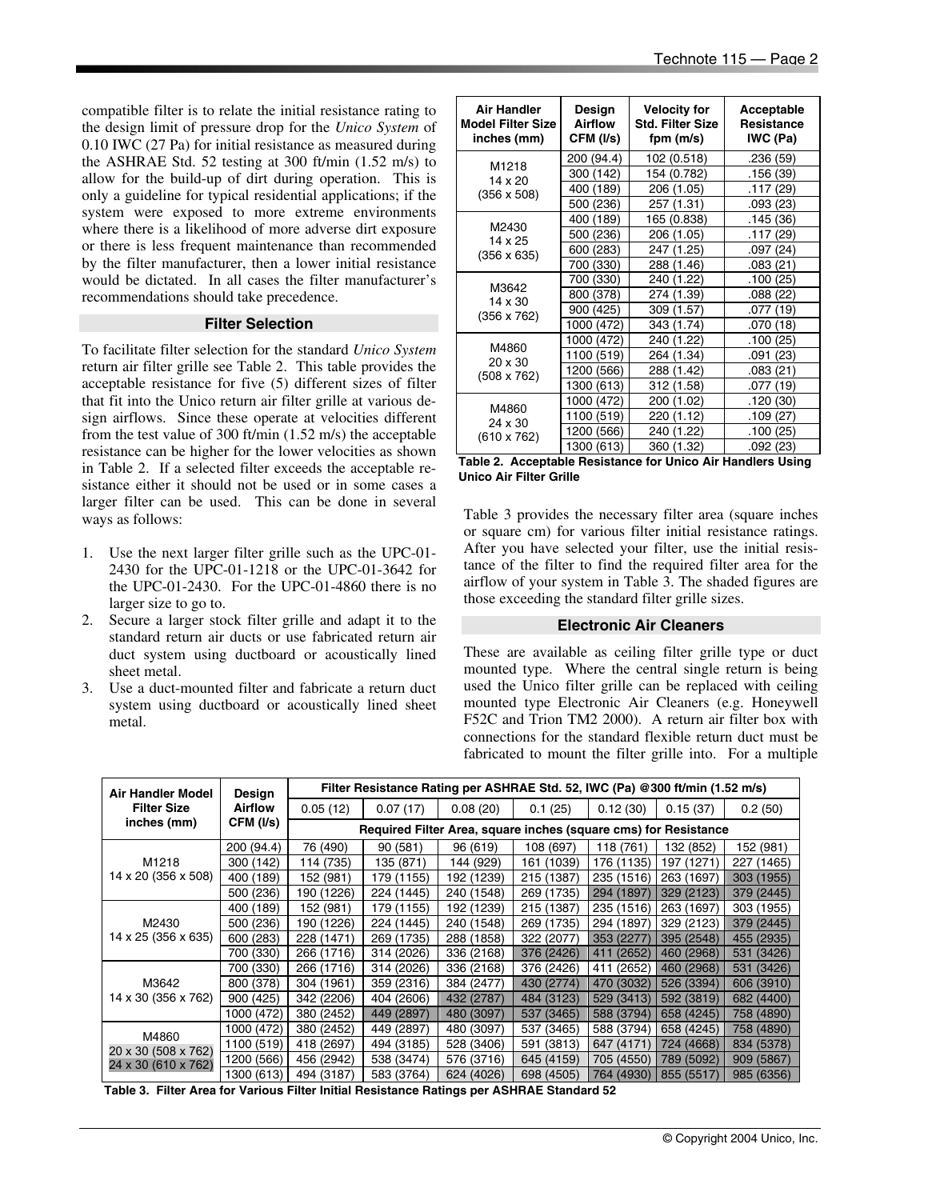compatible filter is to relate the initial resistance rating to the design limit of pressure drop for the *Unico System* of 0.10 IWC (27 Pa) for initial resistance as measured during the ASHRAE Std. 52 testing at 300 ft/min (1.52 m/s) to allow for the build-up of dirt during operation. This is only a guideline for typical residential applications; if the system were exposed to more extreme environments where there is a likelihood of more adverse dirt exposure or there is less frequent maintenance than recommended by the filter manufacturer, then a lower initial resistance would be dictated. In all cases the filter manufacturer's recommendations should take precedence.

## Filter Selection

To facilitate filter selection for the standard *Unico System* return air filter grille see Table 2. This table provides the acceptable resistance for five (5) different sizes of filter that fit into the Unico return air filter grille at various design airflows. Since these operate at velocities different from the test value of 300 ft/min (1.52 m/s) the acceptable resistance can be higher for the lower velocities as shown in Table 2. If a selected filter exceeds the acceptable resistance either it should not be used or in some cases a larger filter can be used. This can be done in several ways as follows:

1. Use the next larger filter grille such as the UPC-01-2430 for the UPC-01-1218 or the UPC-01-3642 for the UPC-01-2430. For the UPC-01-4860 there is no larger size to go to.
2. Secure a larger stock filter grille and adapt it to the standard return air ducts or use fabricated return air duct system using ductboard or acoustically lined sheet metal.
3. Use a duct-mounted filter and fabricate a return duct system using ductboard or acoustically lined sheet metal.

| Air Handler Model Filter Size inches (mm) | Design Airflow CFM (l/s) | Velocity for Std. Filter Size fpm (m/s) | Acceptable Resistance IWC (Pa) |
|---|---|---|---|
| M1218 14 x 20 (356 x 508) | 200 (94.4) | 102 (0.518) | .236 (59) |
| | 300 (142) | 154 (0.782) | .156 (39) |
| | 400 (189) | 206 (1.05) | .117 (29) |
| | 500 (236) | 257 (1.31) | .093 (23) |
| M2430 14 x 25 (356 x 635) | 400 (189) | 165 (0.838) | .145 (36) |
| | 500 (236) | 206 (1.05) | .117 (29) |
| | 600 (283) | 247 (1.25) | .097 (24) |
| | 700 (330) | 288 (1.46) | .083 (21) |
| M3642 14 x 30 (356 x 762) | 700 (330) | 240 (1.22) | .100 (25) |
| | 800 (378) | 274 (1.39) | .088 (22) |
| | 900 (425) | 309 (1.57) | .077 (19) |
| | 1000 (472) | 343 (1.74) | .070 (18) |
| M4860 20 x 30 (508 x 762) | 1000 (472) | 240 (1.22) | .100 (25) |
| | 1100 (519) | 264 (1.34) | .091 (23) |
| | 1200 (566) | 288 (1.42) | .083 (21) |
| | 1300 (613) | 312 (1.58) | .077 (19) |
| M4860 24 x 30 (610 x 762) | 1000 (472) | 200 (1.02) | .120 (30) |
| | 1100 (519) | 220 (1.12) | .109 (27) |
| | 1200 (566) | 240 (1.22) | .100 (25) |
| | 1300 (613) | 360 (1.32) | .092 (23) |

**Table 2. Acceptable Resistance for Unico Air Handlers Using Unico Air Filter Grille**

Table 3 provides the necessary filter area (square inches or square cm) for various filter initial resistance ratings. After you have selected your filter, use the initial resistance of the filter to find the required filter area for the airflow of your system in Table 3. The shaded figures are those exceeding the standard filter grille sizes.

## Electronic Air Cleaners

These are available as ceiling filter grille type or duct mounted type. Where the central single return is being used the Unico filter grille can be replaced with ceiling mounted type Electronic Air Cleaners (e.g. Honeywell F52C and Trion TM2 2000). A return air filter box with connections for the standard flexible return duct must be fabricated to mount the filter grille into. For a multiple

| Air Handler Model Filter Size inches (mm) | Design Airflow CFM (l/s) | Filter Resistance Rating per ASHRAE Std. 52, IWC (Pa) @300 ft/min (1.52 m/s) | | | | | | |
|---|---|---|---|---|---|---|---|---|
| | | 0.05 (12) | 0.07 (17) | 0.08 (20) | 0.1 (25) | 0.12 (30) | 0.15 (37) | 0.2 (50) |
| | | Required Filter Area, square inches (square cms) for Resistance | | | | | | |
| M1218 14 x 20 (356 x 508) | 200 (94.4) | 76 (490) | 90 (581) | 96 (619) | 108 (697) | 118 (761) | 132 (852) | 152 (981) |
| | 300 (142) | 114 (735) | 135 (871) | 144 (929) | 161 (1039) | 176 (1135) | 197 (1271) | 227 (1465) |
| | 400 (189) | 152 (981) | 179 (1155) | 192 (1239) | 215 (1387) | 235 (1516) | 263 (1697) | 303 (1955) |
| | 500 (236) | 190 (1226) | 224 (1445) | 240 (1548) | 269 (1735) | 294 (1897) | 329 (2123) | 379 (2445) |
| M2430 14 x 25 (356 x 635) | 400 (189) | 152 (981) | 179 (1155) | 192 (1239) | 215 (1387) | 235 (1516) | 263 (1697) | 303 (1955) |
| | 500 (236) | 190 (1226) | 224 (1445) | 240 (1548) | 269 (1735) | 294 (1897) | 329 (2123) | 379 (2445) |
| | 600 (283) | 228 (1471) | 269 (1735) | 288 (1858) | 322 (2077) | 353 (2277) | 395 (2548) | 455 (2935) |
| | 700 (330) | 266 (1716) | 314 (2026) | 336 (2168) | 376 (2426) | 411 (2652) | 460 (2968) | 531 (3426) |
| M3642 14 x 30 (356 x 762) | 700 (330) | 266 (1716) | 314 (2026) | 336 (2168) | 376 (2426) | 411 (2652) | 460 (2968) | 531 (3426) |
| | 800 (378) | 304 (1961) | 359 (2316) | 384 (2477) | 430 (2774) | 470 (3032) | 526 (3394) | 606 (3910) |
| | 900 (425) | 342 (2206) | 404 (2606) | 432 (2787) | 484 (3123) | 529 (3413) | 592 (3819) | 682 (4400) |
| | 1000 (472) | 380 (2452) | 449 (2897) | 480 (3097) | 537 (3465) | 588 (3794) | 658 (4245) | 758 (4890) |
| M4860 20 x 30 (508 x 762) 24 x 30 (610 x 762) | 1000 (472) | 380 (2452) | 449 (2897) | 480 (3097) | 537 (3465) | 588 (3794) | 658 (4245) | 758 (4890) |
| | 1100 (519) | 418 (2697) | 494 (3185) | 528 (3406) | 591 (3813) | 647 (4171) | 724 (4668) | 834 (5378) |
| | 1200 (566) | 456 (2942) | 538 (3474) | 576 (3716) | 645 (4159) | 705 (4550) | 789 (5092) | 909 (5867) |
| | 1300 (613) | 494 (3187) | 583 (3764) | 624 (4026) | 698 (4505) | 764 (4930) | 855 (5517) | 985 (6356) |

**Table 3. Filter Area for Various Filter Initial Resistance Ratings per ASHRAE Standard 52**

© Copyright 2004 Unico, Inc.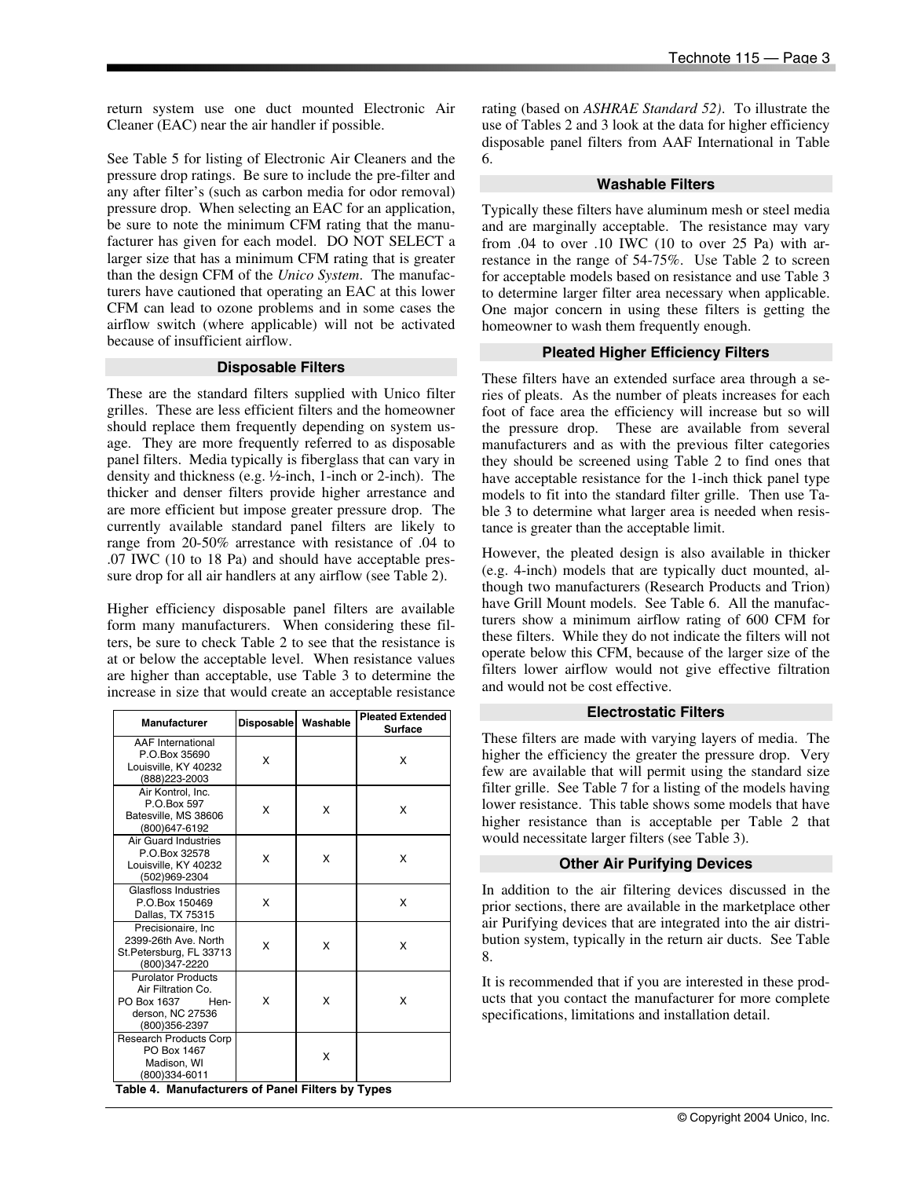return system use one duct mounted Electronic Air Cleaner (EAC) near the air handler if possible.

See Table 5 for listing of Electronic Air Cleaners and the pressure drop ratings. Be sure to include the pre-filter and any after filter's (such as carbon media for odor removal) pressure drop. When selecting an EAC for an application, be sure to note the minimum CFM rating that the manufacturer has given for each model. DO NOT SELECT a larger size that has a minimum CFM rating that is greater than the design CFM of the *Unico System*. The manufacturers have cautioned that operating an EAC at this lower CFM can lead to ozone problems and in some cases the airflow switch (where applicable) will not be activated because of insufficient airflow.

## Disposable Filters

These are the standard filters supplied with Unico filter grilles. These are less efficient filters and the homeowner should replace them frequently depending on system usage. They are more frequently referred to as disposable panel filters. Media typically is fiberglass that can vary in density and thickness (e.g. ½-inch, 1-inch or 2-inch). The thicker and denser filters provide higher arrestance and are more efficient but impose greater pressure drop. The currently available standard panel filters are likely to range from 20-50% arrestance with resistance of .04 to .07 IWC (10 to 18 Pa) and should have acceptable pressure drop for all air handlers at any airflow (see Table 2).

Higher efficiency disposable panel filters are available form many manufacturers. When considering these filters, be sure to check Table 2 to see that the resistance is at or below the acceptable level. When resistance values are higher than acceptable, use Table 3 to determine the increase in size that would create an acceptable resistance rating (based on *ASHRAE Standard 52)*. To illustrate the use of Tables 2 and 3 look at the data for higher efficiency disposable panel filters from AAF International in Table 6.

| Manufacturer | Disposable | Washable | Pleated Extended Surface |
|---|---|---|---|
| AAF International P.O.Box 35690 Louisville, KY 40232 (888)223-2003 | X | | X |
| Air Kontrol, Inc. P.O.Box 597 Batesville, MS 38606 (800)647-6192 | X | X | X |
| Air Guard Industries P.O.Box 32578 Louisville, KY 40232 (502)969-2304 | X | X | X |
| Glasfloss Industries P.O.Box 150469 Dallas, TX 75315 | X | | X |
| Precisionaire, Inc 2399-26th Ave. North St.Petersburg, FL 33713 (800)347-2220 | X | X | X |
| Purolator Products Air Filtration Co. PO Box 1637 Henderson, NC 27536 (800)356-2397 | X | X | X |
| Research Products Corp PO Box 1467 Madison, WI (800)334-6011 | | X | |

**Table 4. Manufacturers of Panel Filters by Types**

## Washable Filters

Typically these filters have aluminum mesh or steel media and are marginally acceptable. The resistance may vary from .04 to over .10 IWC (10 to over 25 Pa) with arrestance in the range of 54-75%. Use Table 2 to screen for acceptable models based on resistance and use Table 3 to determine larger filter area necessary when applicable. One major concern in using these filters is getting the homeowner to wash them frequently enough.

## Pleated Higher Efficiency Filters

These filters have an extended surface area through a series of pleats. As the number of pleats increases for each foot of face area the efficiency will increase but so will the pressure drop. These are available from several manufacturers and as with the previous filter categories they should be screened using Table 2 to find ones that have acceptable resistance for the 1-inch thick panel type models to fit into the standard filter grille. Then use Table 3 to determine what larger area is needed when resistance is greater than the acceptable limit.

However, the pleated design is also available in thicker (e.g. 4-inch) models that are typically duct mounted, although two manufacturers (Research Products and Trion) have Grill Mount models. See Table 6. All the manufacturers show a minimum airflow rating of 600 CFM for these filters. While they do not indicate the filters will not operate below this CFM, because of the larger size of the filters lower airflow would not give effective filtration and would not be cost effective.

## Electrostatic Filters

These filters are made with varying layers of media. The higher the efficiency the greater the pressure drop. Very few are available that will permit using the standard size filter grille. See Table 7 for a listing of the models having lower resistance. This table shows some models that have higher resistance than is acceptable per Table 2 that would necessitate larger filters (see Table 3).

## Other Air Purifying Devices

In addition to the air filtering devices discussed in the prior sections, there are available in the marketplace other air Purifying devices that are integrated into the air distribution system, typically in the return air ducts. See Table 8.

It is recommended that if you are interested in these products that you contact the manufacturer for more complete specifications, limitations and installation detail.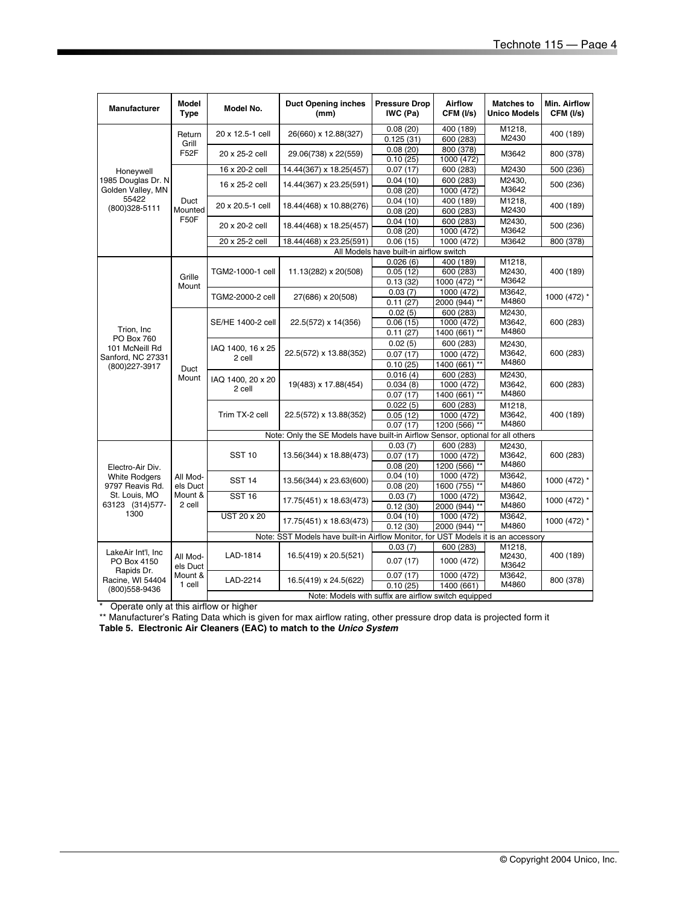| Manufacturer | Model Type | Model No. | Duct Opening inches (mm) | Pressure Drop IWC (Pa) | Airflow CFM (l/s) | Matches to Unico Models | Min. Airflow CFM (l/s) |
|---|---|---|---|---|---|---|---|
| Honeywell 1985 Douglas Dr. N Golden Valley, MN 55422 (800)328-5111 | Return Grill F52F | 20 x 12.5-1 cell | 26(660) x 12.88(327) | 0.08 (20) | 400 (189) | M1218, M2430 | 400 (189) |
| | | | | 0.125 (31) | 600 (283) | | |
| | | 20 x 25-2 cell | 29.06(738) x 22(559) | 0.08 (20) | 800 (378) | M3642 | 800 (378) |
| | | | | 0.10 (25) | 1000 (472) | | |
| | Duct Mounted F50F | 16 x 20-2 cell | 14.44(367) x 18.25(457) | 0.07 (17) | 600 (283) | M2430 | 500 (236) |
| | | 16 x 25-2 cell | 14.44(367) x 23.25(591) | 0.04 (10) | 600 (283) | M2430, M3642 | 500 (236) |
| | | | | 0.08 (20) | 1000 (472) | | |
| | | 20 x 20.5-1 cell | 18.44(468) x 10.88(276) | 0.04 (10) | 400 (189) | M1218, M2430 | 400 (189) |
| | | | | 0.08 (20) | 600 (283) | | |
| | | 20 x 20-2 cell | 18.44(468) x 18.25(457) | 0.04 (10) | 600 (283) | M2430, M3642 | 500 (236) |
| | | | | 0.08 (20) | 1000 (472) | | |
| | | 20 x 25-2 cell | 18.44(468) x 23.25(591) | 0.06 (15) | 1000 (472) | M3642 | 800 (378) |
| | | All Models have built-in airflow switch | | | | | |
| Trion, Inc PO Box 760 101 McNeill Rd Sanford, NC 27331 (800)227-3917 | Grille Mount | TGM2-1000-1 cell | 11.13(282) x 20(508) | 0.026 (6) | 400 (189) | M1218, M2430, M3642 | 400 (189) |
| | | | | 0.05 (12) | 600 (283) | | |
| | | | | 0.13 (32) | 1000 (472) ** | | |
| | | TGM2-2000-2 cell | 27(686) x 20(508) | 0.03 (7) | 1000 (472) | M3642, M4860 | 1000 (472) * |
| | | | | 0.11 (27) | 2000 (944) ** | | |
| | Duct Mount | SE/HE 1400-2 cell | 22.5(572) x 14(356) | 0.02 (5) | 600 (283) | M2430, M3642, M4860 | 600 (283) |
| | | | | 0.06 (15) | 1000 (472) | | |
| | | | | 0.11 (27) | 1400 (661) ** | | |
| | | IAQ 1400, 16 x 25 2 cell | 22.5(572) x 13.88(352) | 0.02 (5) | 600 (283) | M2430, M3642, M4860 | 600 (283) |
| | | | | 0.07 (17) | 1000 (472) | | |
| | | | | 0.10 (25) | 1400 (661) ** | | |
| | | IAQ 1400, 20 x 20 2 cell | 19(483) x 17.88(454) | 0.016 (4) | 600 (283) | M2430, M3642, M4860 | 600 (283) |
| | | | | 0.034 (8) | 1000 (472) | | |
| | | | | 0.07 (17) | 1400 (661) ** | | |
| | | Trim TX-2 cell | 22.5(572) x 13.88(352) | 0.022 (5) | 600 (283) | M1218, M3642, M4860 | 400 (189) |
| | | | | 0.05 (12) | 1000 (472) | | |
| | | | | 0.07 (17) | 1200 (566) ** | | |
| | | Note: Only the SE Models have built-in Airflow Sensor, optional for all others | | | | | |
| Electro-Air Div. White Rodgers 9797 Reavis Rd. St. Louis, MO 63123 (314)577-1300 | All Models Duct Mount & 2 cell | SST 10 | 13.56(344) x 18.88(473) | 0.03 (7) | 600 (283) | M2430, M3642, M4860 | 600 (283) |
| | | | | 0.07 (17) | 1000 (472) | | |
| | | | | 0.08 (20) | 1200 (566) ** | | |
| | | SST 14 | 13.56(344) x 23.63(600) | 0.04 (10) | 1000 (472) | M3642, M4860 | 1000 (472) * |
| | | | | 0.08 (20) | 1600 (755) ** | | |
| | | SST 16 | 17.75(451) x 18.63(473) | 0.03 (7) | 1000 (472) | M3642, M4860 | 1000 (472) * |
| | | | | 0.12 (30) | 2000 (944) ** | | |
| | | UST 20 x 20 | 17.75(451) x 18.63(473) | 0.04 (10) | 1000 (472) | M3642, M4860 | 1000 (472) * |
| | | | | 0.12 (30) | 2000 (944) ** | | |
| | | Note: SST Models have built-in Airflow Monitor, for UST Models it is an accessory | | | | | |
| LakeAir Int'l, Inc PO Box 4150 Rapids Dr. Racine, WI 54404 (800)558-9436 | All Models Duct Mount & 1 cell | LAD-1814 | 16.5(419) x 20.5(521) | 0.03 (7) | 600 (283) | M1218, M2430, M3642 | 400 (189) |
| | | | | 0.07 (17) | 1000 (472) | | |
| | | LAD-2214 | 16.5(419) x 24.5(622) | 0.07 (17) | 1000 (472) | M3642, M4860 | 800 (378) |
| | | | | 0.10 (25) | 1400 (661) | | |
| | | Note: Models with suffix are airflow switch equipped | | | | | |

\* Operate only at this airflow or higher

** Manufacturer's Rating Data which is given for max airflow rating, other pressure drop data is projected form it

**Table 5. Electronic Air Cleaners (EAC) to match to the *Unico System***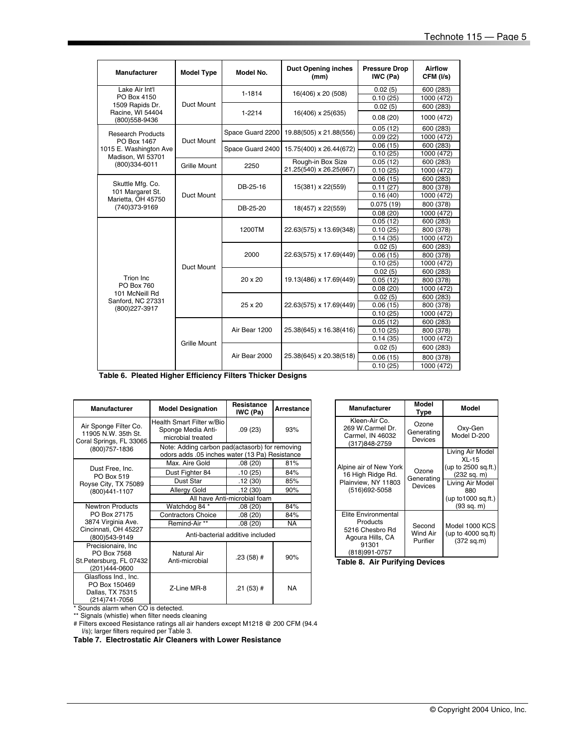| Manufacturer | Model Type | Model No. | Duct Opening inches (mm) | Pressure Drop IWC (Pa) | Airflow CFM (l/s) |
|---|---|---|---|---|---|
| Lake Air Int'l PO Box 4150 1509 Rapids Dr. Racine, WI 54404 (800)558-9436 | Duct Mount | 1-1814 | 16(406) x 20 (508) | 0.02 (5) | 600 (283) |
| | | | | 0.10 (25) | 1000 (472) |
| | | 1-2214 | 16(406) x 25(635) | 0.02 (5) | 600 (283) |
| | | | | 0.08 (20) | 1000 (472) |
| Research Products PO Box 1467 1015 E. Washington Ave Madison, WI 53701 (800)334-6011 | Duct Mount | Space Guard 2200 | 19.88(505) x 21.88(556) | 0.05 (12) | 600 (283) |
| | | | | 0.09 (22) | 1000 (472) |
| | | Space Guard 2400 | 15.75(400) x 26.44(672) | 0.06 (15) | 600 (283) |
| | | | | 0.10 (25) | 1000 (472) |
| | Grille Mount | 2250 | Rough-in Box Size 21.25(540) x 26.25(667) | 0.05 (12) | 600 (283) |
| | | | | 0.10 (25) | 1000 (472) |
| Skuttle Mfg. Co. 101 Margaret St. Marietta, OH 45750 (740)373-9169 | Duct Mount | DB-25-16 | 15(381) x 22(559) | 0.06 (15) | 600 (283) |
| | | | | 0.11 (27) | 800 (378) |
| | | | | 0.16 (40) | 1000 (472) |
| | | DB-25-20 | 18(457) x 22(559) | 0.075 (19) | 800 (378) |
| | | | | 0.08 (20) | 1000 (472) |
| Trion Inc PO Box 760 101 McNeill Rd Sanford, NC 27331 (800)227-3917 | Duct Mount | 1200TM | 22.63(575) x 13.69(348) | 0.05 (12) | 600 (283) |
| | | | | 0.10 (25) | 800 (378) |
| | | | | 0.14 (35) | 1000 (472) |
| | | 2000 | 22.63(575) x 17.69(449) | 0.02 (5) | 600 (283) |
| | | | | 0.06 (15) | 800 (378) |
| | | | | 0.10 (25) | 1000 (472) |
| | | 20 x 20 | 19.13(486) x 17.69(449) | 0.02 (5) | 600 (283) |
| | | | | 0.05 (12) | 800 (378) |
| | | | | 0.08 (20) | 1000 (472) |
| | | 25 x 20 | 22.63(575) x 17.69(449) | 0.02 (5) | 600 (283) |
| | | | | 0.06 (15) | 800 (378) |
| | | | | 0.10 (25) | 1000 (472) |
| | Grille Mount | Air Bear 1200 | 25.38(645) x 16.38(416) | 0.05 (12) | 600 (283) |
| | | | | 0.10 (25) | 800 (378) |
| | | | | 0.14 (35) | 1000 (472) |
| | | Air Bear 2000 | 25.38(645) x 20.38(518) | 0.02 (5) | 600 (283) |
| | | | | 0.06 (15) | 800 (378) |
| | | | | 0.10 (25) | 1000 (472) |

**Table 6. Pleated Higher Efficiency Filters Thicker Designs**

| Manufacturer | Model Designation | Resistance IWC (Pa) | Arrestance |
|---|---|---|---|
| Air Sponge Filter Co. 11905 N.W. 35th St. Coral Springs, FL 33065 (800)757-1836 | Health Smart Filter w/Bio Sponge Media Anti-microbial treated | .09 (23) | 93% |
| | Note: Adding carbon pad(actasorb) for removing odors adds .05 inches water (13 Pa) Resistance | | |
| Dust Free, Inc. PO Box 519 Royse City, TX 75089 (800)441-1107 | Max. Aire Gold | .08 (20) | 81% |
| | Dust Fighter 84 | .10 (25) | 84% |
| | Dust Star | .12 (30) | 85% |
| | Allergy Gold | .12 (30) | 90% |
| | All have Anti-microbial foam | | |
| Newtron Products PO Box 27175 3874 Virginia Ave. Cincinnati, OH 45227 (800)543-9149 | Watchdog 84 * | .08 (20) | 84% |
| | Contractors Choice | .08 (20) | 84% |
| | Remind-Air ** | .08 (20) | NA |
| | Anti-bacterial additive included | | |
| Precisionaire, Inc PO Box 7568 St.Petersburg, FL 07432 (201)444-0600 | Natural Air Anti-microbial | .23 (58) # | 90% |
| Glasfloss Ind., Inc. PO Box 150469 Dallas, TX 75315 (214)741-7056 | Z-Line MR-8 | .21 (53) # | NA |

\* Sounds alarm when CO is detected.
** Signals (whistle) when filter needs cleaning
# Filters exceed Resistance ratings all air handers except M1218 @ 200 CFM (94.4 l/s); larger filters required per Table 3.

**Table 7. Electrostatic Air Cleaners with Lower Resistance**

| Manufacturer | Model Type | Model |
|---|---|---|
| Kleen-Air Co. 269 W.Carmel Dr. Carmel, IN 46032 (317)848-2759 | Ozone Generating Devices | Oxy-Gen Model D-200 |
| Alpine air of New York 16 High Ridge Rd. Plainview, NY 11803 (516)692-5058 | Ozone Generating Devices | Living Air Model XL-15 (up to 2500 sq.ft.) (232 sq. m) |
| | | Living Air Model 880 (up to1000 sq.ft.) (93 sq. m) |
| Elite Environmental Products 5216 Chesbro Rd Agoura Hills, CA 91301 (818)991-0757 | Second Wind Air Purifier | Model 1000 KCS (up to 4000 sq.ft) (372 sq.m) |

**Table 8. Air Purifying Devices**